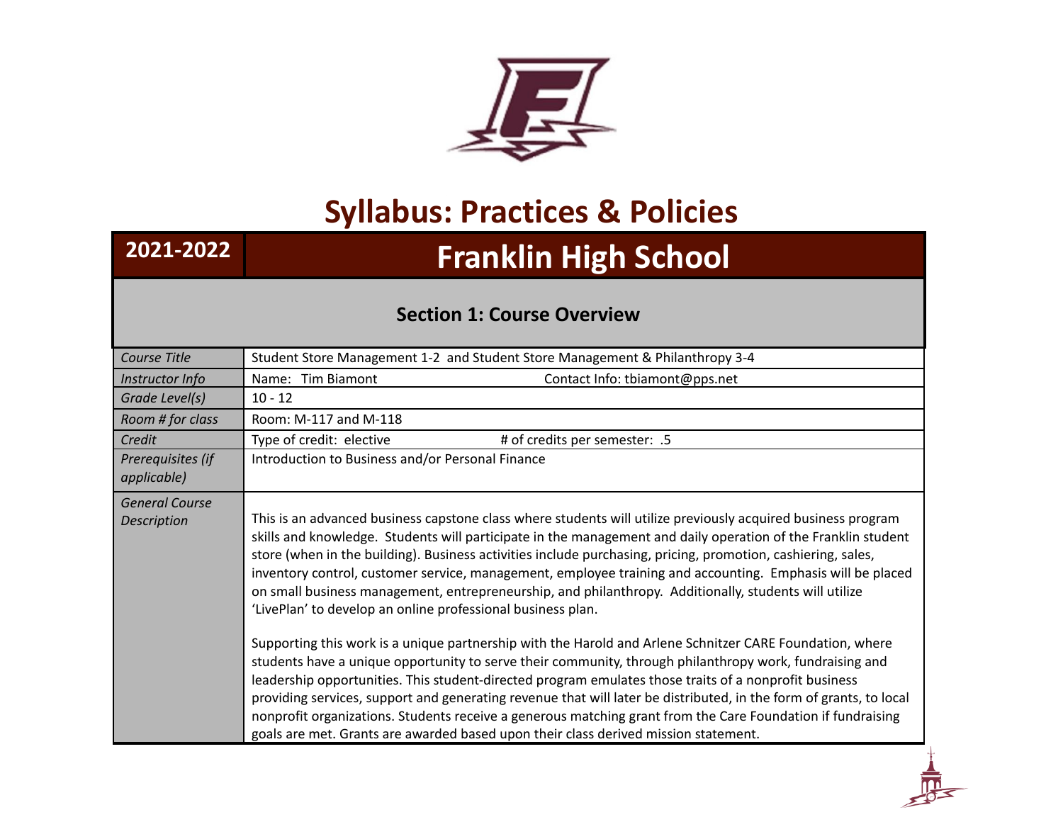# Syllabus: Practices & Policies

| 2021-2022 | Franklin High School |
|---|---|

## Section 1: Course Overview

| | |
|---|---|
| *Course Title* | Student Store Management 1-2 and Student Store Management & Philanthropy 3-4 |
| *Instructor Info* | Name: Tim Biamont Contact Info: tbiamont@pps.net |
| *Grade Level(s)* | 10 - 12 |
| *Room # for class* | Room: M-117 and M-118 |
| *Credit* | Type of credit: elective # of credits per semester: .5 |
| *Prerequisites (if applicable)* | Introduction to Business and/or Personal Finance |
| *General Course Description* | This is an advanced business capstone class where students will utilize previously acquired business program skills and knowledge. Students will participate in the management and daily operation of the Franklin student store (when in the building). Business activities include purchasing, pricing, promotion, cashiering, sales, inventory control, customer service, management, employee training and accounting. Emphasis will be placed on small business management, entrepreneurship, and philanthropy. Additionally, students will utilize 'LivePlan' to develop an online professional business plan.<br><br>Supporting this work is a unique partnership with the Harold and Arlene Schnitzer CARE Foundation, where students have a unique opportunity to serve their community, through philanthropy work, fundraising and leadership opportunities. This student-directed program emulates those traits of a nonprofit business providing services, support and generating revenue that will later be distributed, in the form of grants, to local nonprofit organizations. Students receive a generous matching grant from the Care Foundation if fundraising goals are met. Grants are awarded based upon their class derived mission statement. |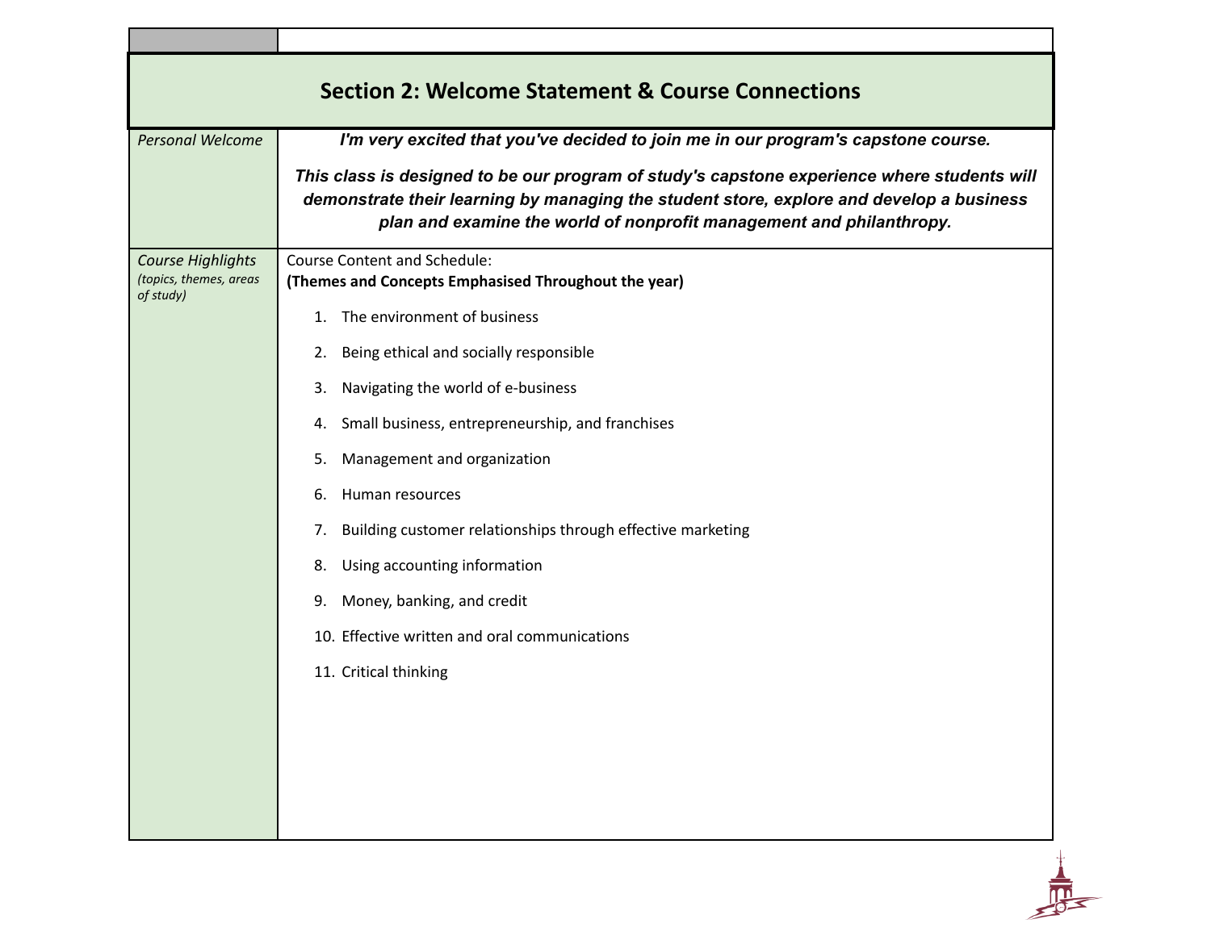## Section 2: Welcome Statement & Course Connections

| | |
|---|---|
| *Personal Welcome* | ***I'm very excited that you've decided to join me in our program's capstone course.*** <br><br> ***This class is designed to be our program of study's capstone experience where students will demonstrate their learning by managing the student store, explore and develop a business plan and examine the world of nonprofit management and philanthropy.*** |
| *Course Highlights* *(topics, themes, areas of study)* | Course Content and Schedule: <br> **(Themes and Concepts Emphasised Throughout the year)** <br><br> 1. The environment of business <br> 2. Being ethical and socially responsible <br> 3. Navigating the world of e-business <br> 4. Small business, entrepreneurship, and franchises <br> 5. Management and organization <br> 6. Human resources <br> 7. Building customer relationships through effective marketing <br> 8. Using accounting information <br> 9. Money, banking, and credit <br> 10. Effective written and oral communications <br> 11. Critical thinking |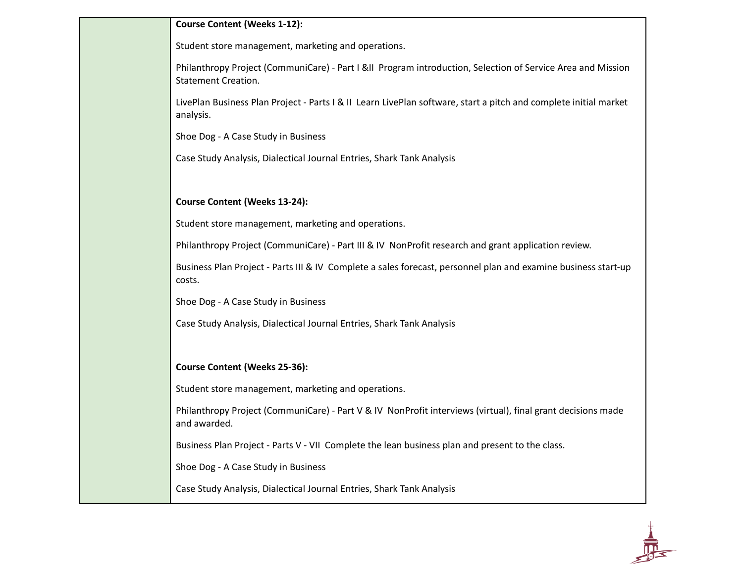**Course Content (Weeks 1-12):**

Student store management, marketing and operations.

Philanthropy Project (CommuniCare) - Part I &II Program introduction, Selection of Service Area and Mission Statement Creation.

LivePlan Business Plan Project - Parts I & II Learn LivePlan software, start a pitch and complete initial market analysis.

Shoe Dog - A Case Study in Business

Case Study Analysis, Dialectical Journal Entries, Shark Tank Analysis

**Course Content (Weeks 13-24):**

Student store management, marketing and operations.

Philanthropy Project (CommuniCare) - Part III & IV NonProfit research and grant application review.

Business Plan Project - Parts III & IV Complete a sales forecast, personnel plan and examine business start-up costs.

Shoe Dog - A Case Study in Business

Case Study Analysis, Dialectical Journal Entries, Shark Tank Analysis

**Course Content (Weeks 25-36):**

Student store management, marketing and operations.

Philanthropy Project (CommuniCare) - Part V & IV NonProfit interviews (virtual), final grant decisions made and awarded.

Business Plan Project - Parts V - VII Complete the lean business plan and present to the class.

Shoe Dog - A Case Study in Business

Case Study Analysis, Dialectical Journal Entries, Shark Tank Analysis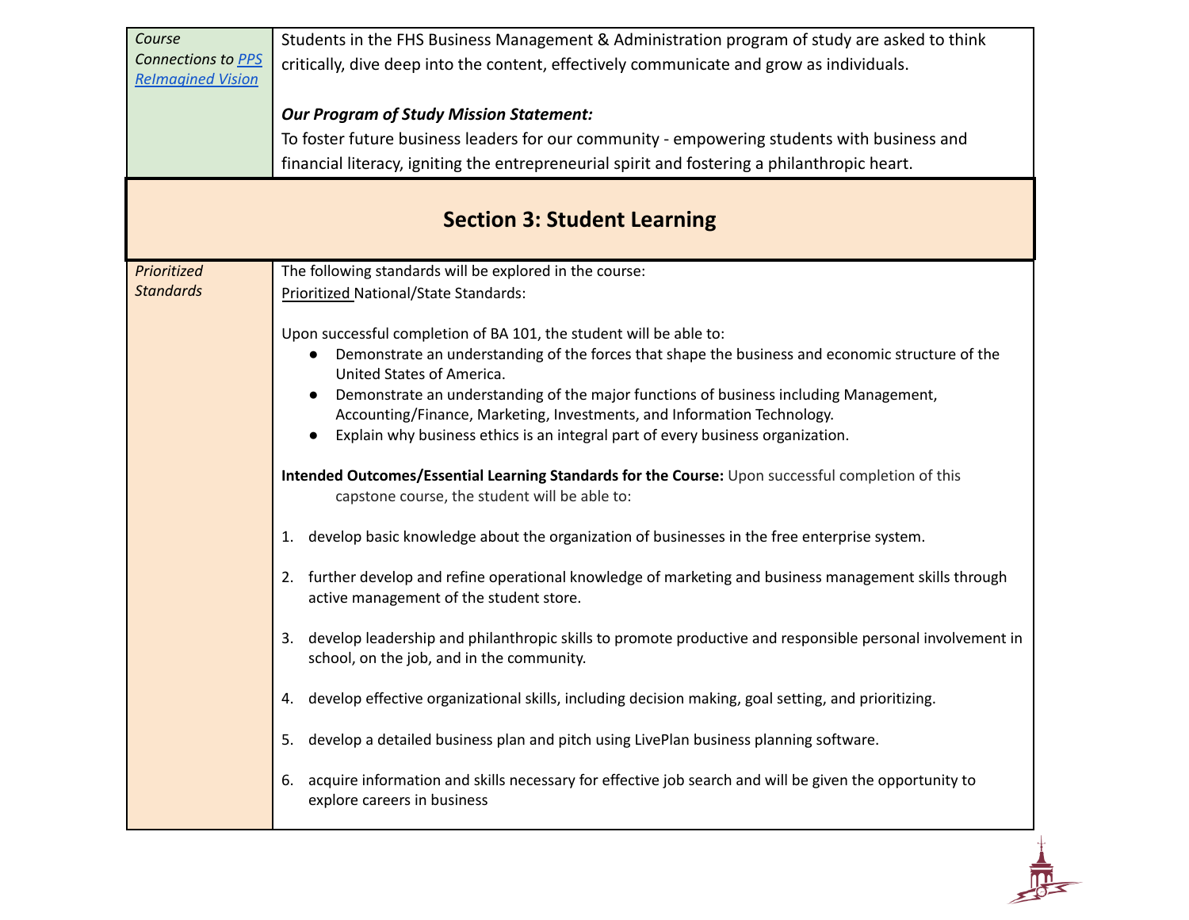| | |
|---|---|
| *Course Connections to [PPS ReImagined Vision]* | Students in the FHS Business Management & Administration program of study are asked to think critically, dive deep into the content, effectively communicate and grow as individuals.<br><br>***Our Program of Study Mission Statement:***<br>To foster future business leaders for our community - empowering students with business and financial literacy, igniting the entrepreneurial spirit and fostering a philanthropic heart. |

## Section 3: Student Learning

| | |
|---|---|
| *Prioritized Standards* | The following standards will be explored in the course:<br>Prioritized National/State Standards:<br><br>Upon successful completion of BA 101, the student will be able to:<br>• Demonstrate an understanding of the forces that shape the business and economic structure of the United States of America.<br>• Demonstrate an understanding of the major functions of business including Management, Accounting/Finance, Marketing, Investments, and Information Technology.<br>• Explain why business ethics is an integral part of every business organization.<br><br>**Intended Outcomes/Essential Learning Standards for the Course:** Upon successful completion of this capstone course, the student will be able to:<br><br>1. develop basic knowledge about the organization of businesses in the free enterprise system.<br><br>2. further develop and refine operational knowledge of marketing and business management skills through active management of the student store.<br><br>3. develop leadership and philanthropic skills to promote productive and responsible personal involvement in school, on the job, and in the community.<br><br>4. develop effective organizational skills, including decision making, goal setting, and prioritizing.<br><br>5. develop a detailed business plan and pitch using LivePlan business planning software.<br><br>6. acquire information and skills necessary for effective job search and will be given the opportunity to explore careers in business |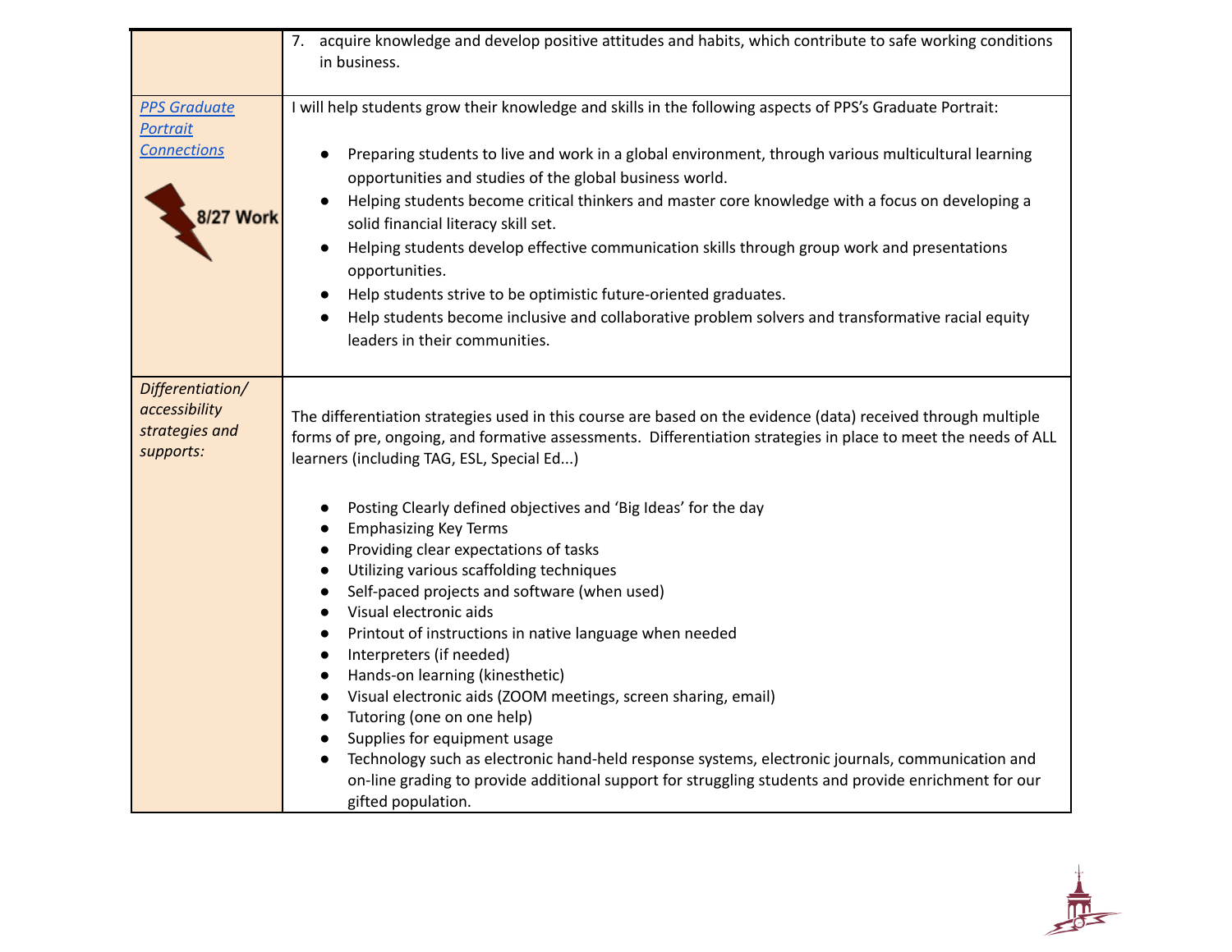| | |
|---|---|
| | 7. acquire knowledge and develop positive attitudes and habits, which contribute to safe working conditions in business. |
| *PPS Graduate Portrait Connections* 8/27 Work | I will help students grow their knowledge and skills in the following aspects of PPS's Graduate Portrait:<br><br>● Preparing students to live and work in a global environment, through various multicultural learning opportunities and studies of the global business world.<br>● Helping students become critical thinkers and master core knowledge with a focus on developing a solid financial literacy skill set.<br>● Helping students develop effective communication skills through group work and presentations opportunities.<br>● Help students strive to be optimistic future-oriented graduates.<br>● Help students become inclusive and collaborative problem solvers and transformative racial equity leaders in their communities. |
| *Differentiation/ accessibility strategies and supports:* | The differentiation strategies used in this course are based on the evidence (data) received through multiple forms of pre, ongoing, and formative assessments. Differentiation strategies in place to meet the needs of ALL learners (including TAG, ESL, Special Ed...)<br><br>● Posting Clearly defined objectives and 'Big Ideas' for the day<br>● Emphasizing Key Terms<br>● Providing clear expectations of tasks<br>● Utilizing various scaffolding techniques<br>● Self-paced projects and software (when used)<br>● Visual electronic aids<br>● Printout of instructions in native language when needed<br>● Interpreters (if needed)<br>● Hands-on learning (kinesthetic)<br>● Visual electronic aids (ZOOM meetings, screen sharing, email)<br>● Tutoring (one on one help)<br>● Supplies for equipment usage<br>● Technology such as electronic hand-held response systems, electronic journals, communication and on-line grading to provide additional support for struggling students and provide enrichment for our gifted population. |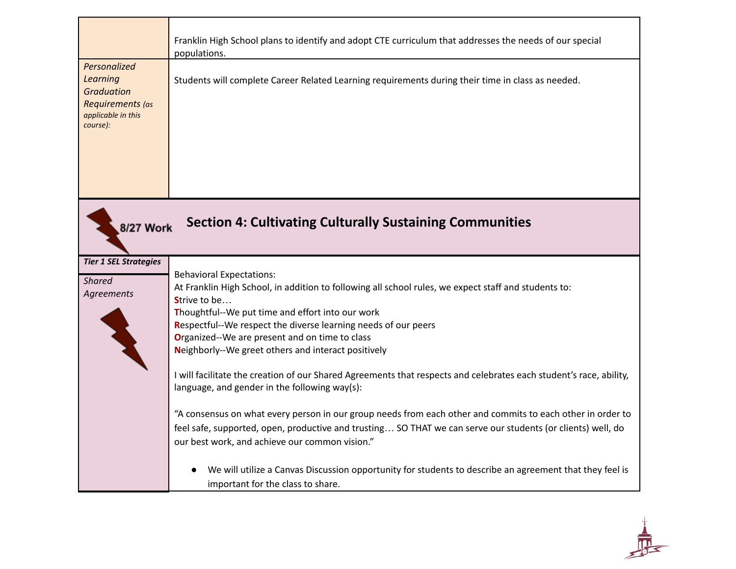| | |
|---|---|
| | Franklin High School plans to identify and adopt CTE curriculum that addresses the needs of our special populations. |
| *Personalized Learning Graduation Requirements (as applicable in this course):* | Students will complete Career Related Learning requirements during their time in class as needed. |

## 8/27 Work — Section 4: Cultivating Culturally Sustaining Communities

| | |
|---|---|
| ***Tier 1 SEL Strategies*** | |
| *Shared Agreements* | Behavioral Expectations:<br>At Franklin High School, in addition to following all school rules, we expect staff and students to:<br>**S**trive to be…<br>**T**houghtful--We put time and effort into our work<br>**R**espectful--We respect the diverse learning needs of our peers<br>**O**rganized--We are present and on time to class<br>**N**eighborly--We greet others and interact positively<br><br>I will facilitate the creation of our Shared Agreements that respects and celebrates each student's race, ability, language, and gender in the following way(s):<br><br>"A consensus on what every person in our group needs from each other and commits to each other in order to feel safe, supported, open, productive and trusting… SO THAT we can serve our students (or clients) well, do our best work, and achieve our common vision."<br><br>● We will utilize a Canvas Discussion opportunity for students to describe an agreement that they feel is important for the class to share. |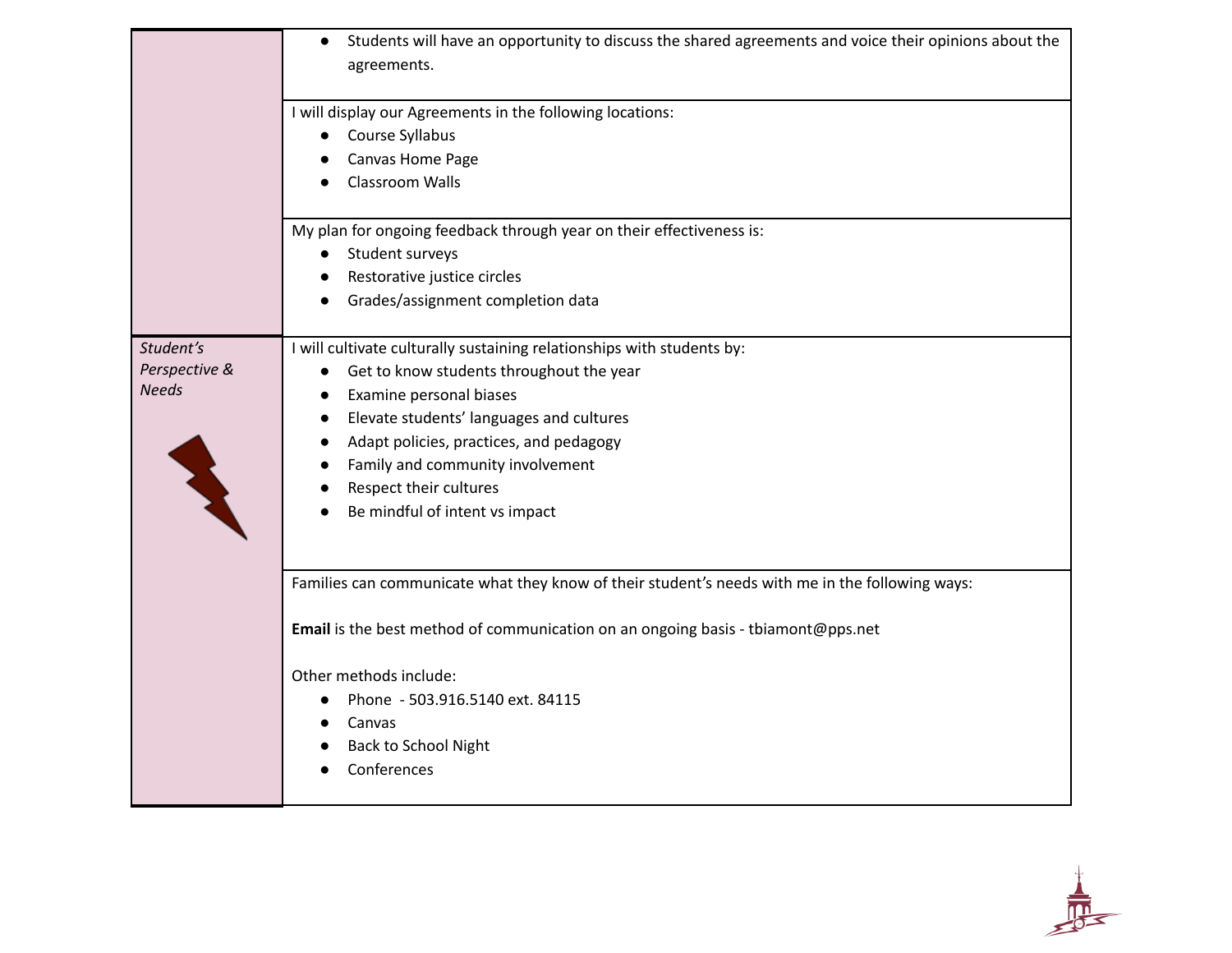| | |
|---|---|
| | • Students will have an opportunity to discuss the shared agreements and voice their opinions about the agreements. |
| | I will display our Agreements in the following locations:<br>• Course Syllabus<br>• Canvas Home Page<br>• Classroom Walls |
| | My plan for ongoing feedback through year on their effectiveness is:<br>• Student surveys<br>• Restorative justice circles<br>• Grades/assignment completion data |
| *Student's Perspective & Needs* | I will cultivate culturally sustaining relationships with students by:<br>• Get to know students throughout the year<br>• Examine personal biases<br>• Elevate students' languages and cultures<br>• Adapt policies, practices, and pedagogy<br>• Family and community involvement<br>• Respect their cultures<br>• Be mindful of intent vs impact |
| | Families can communicate what they know of their student's needs with me in the following ways:<br><br>**Email** is the best method of communication on an ongoing basis - tbiamont@pps.net<br><br>Other methods include:<br>• Phone - 503.916.5140 ext. 84115<br>• Canvas<br>• Back to School Night<br>• Conferences |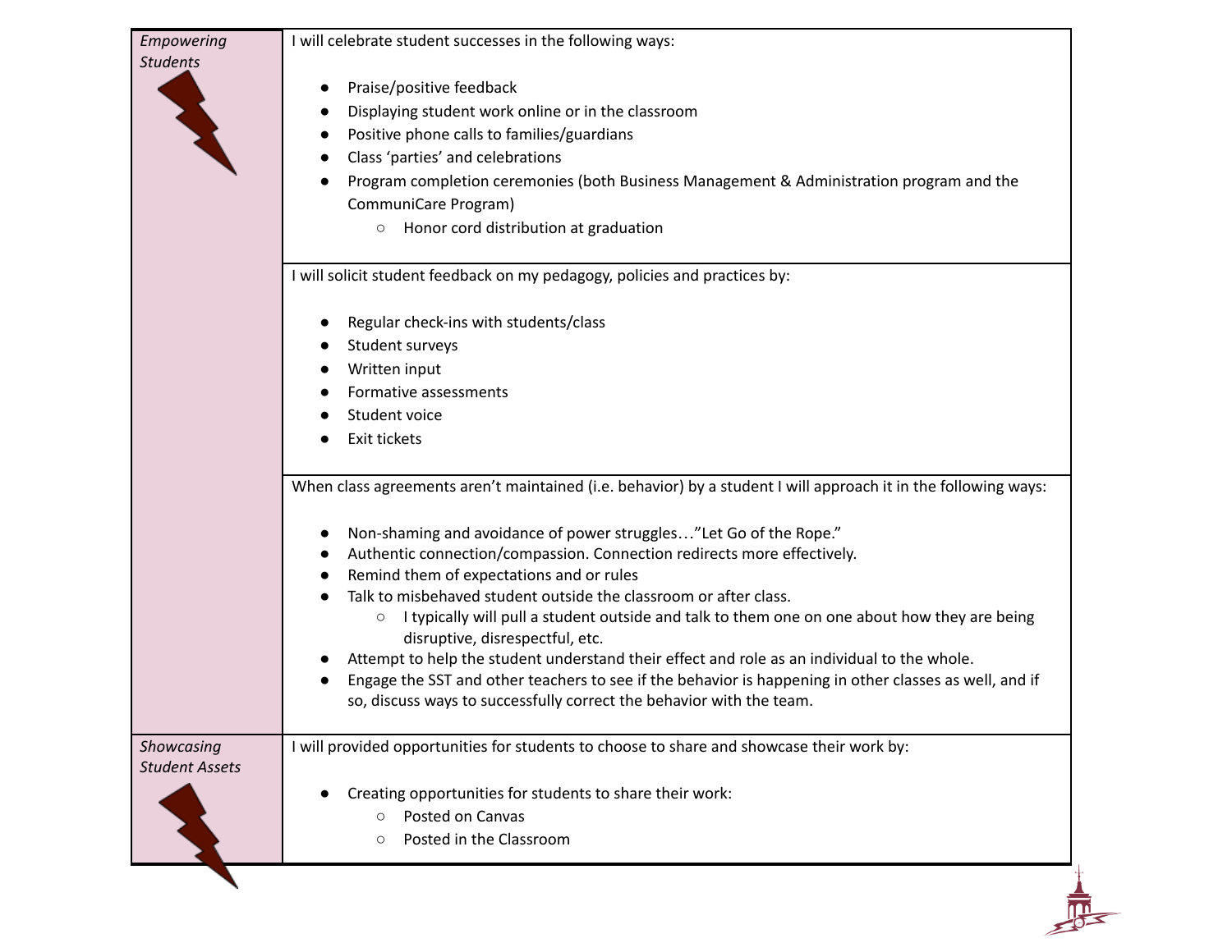| | |
|---|---|
| *Empowering Students* | I will celebrate student successes in the following ways:<br><br>- Praise/positive feedback<br>- Displaying student work online or in the classroom<br>- Positive phone calls to families/guardians<br>- Class 'parties' and celebrations<br>- Program completion ceremonies (both Business Management & Administration program and the CommuniCare Program)<br>  - Honor cord distribution at graduation |
| | I will solicit student feedback on my pedagogy, policies and practices by:<br><br>- Regular check-ins with students/class<br>- Student surveys<br>- Written input<br>- Formative assessments<br>- Student voice<br>- Exit tickets |
| | When class agreements aren't maintained (i.e. behavior) by a student I will approach it in the following ways:<br><br>- Non-shaming and avoidance of power struggles…"Let Go of the Rope."<br>- Authentic connection/compassion. Connection redirects more effectively.<br>- Remind them of expectations and or rules<br>- Talk to misbehaved student outside the classroom or after class.<br>  - I typically will pull a student outside and talk to them one on one about how they are being disruptive, disrespectful, etc.<br>- Attempt to help the student understand their effect and role as an individual to the whole.<br>- Engage the SST and other teachers to see if the behavior is happening in other classes as well, and if so, discuss ways to successfully correct the behavior with the team. |
| *Showcasing Student Assets* | I will provided opportunities for students to choose to share and showcase their work by:<br><br>- Creating opportunities for students to share their work:<br>  - Posted on Canvas<br>  - Posted in the Classroom |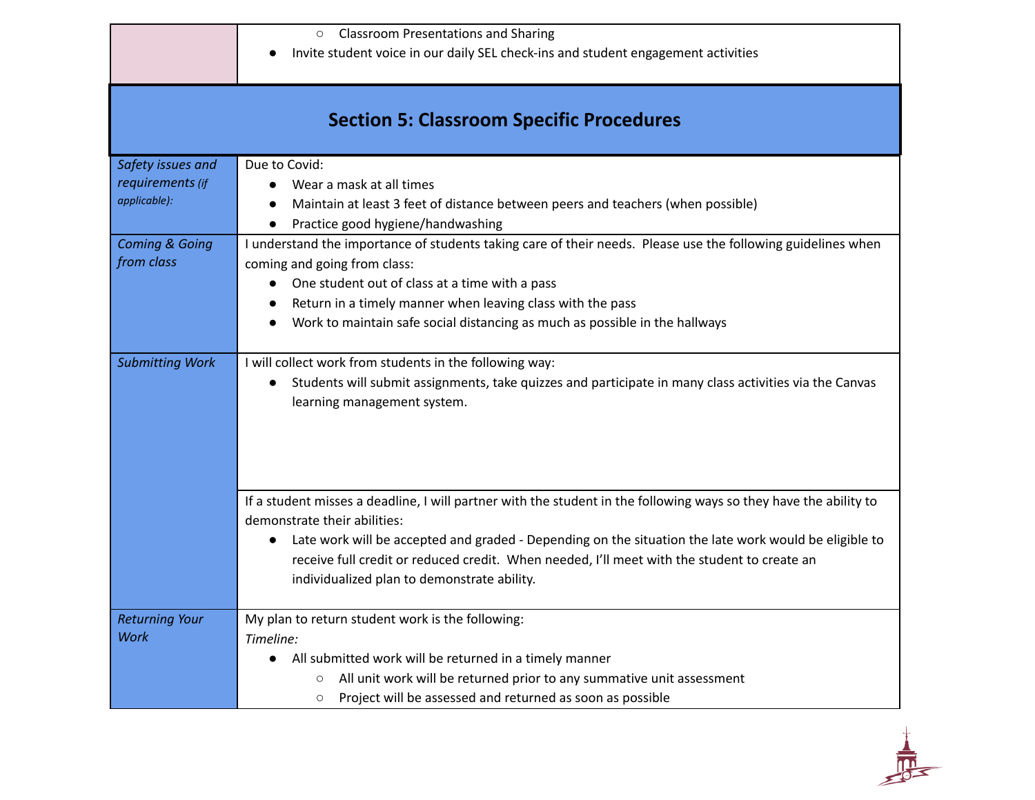| | |
|---|---|
| | ○ Classroom Presentations and Sharing<br>● Invite student voice in our daily SEL check-ins and student engagement activities |

## Section 5: Classroom Specific Procedures

| | |
|---|---|
| *Safety issues and requirements (if applicable):* | Due to Covid:<br>● Wear a mask at all times<br>● Maintain at least 3 feet of distance between peers and teachers (when possible)<br>● Practice good hygiene/handwashing |
| *Coming & Going from class* | I understand the importance of students taking care of their needs. Please use the following guidelines when coming and going from class:<br>● One student out of class at a time with a pass<br>● Return in a timely manner when leaving class with the pass<br>● Work to maintain safe social distancing as much as possible in the hallways |
| *Submitting Work* | I will collect work from students in the following way:<br>● Students will submit assignments, take quizzes and participate in many class activities via the Canvas learning management system. |
| | If a student misses a deadline, I will partner with the student in the following ways so they have the ability to demonstrate their abilities:<br>● Late work will be accepted and graded - Depending on the situation the late work would be eligible to receive full credit or reduced credit. When needed, I'll meet with the student to create an individualized plan to demonstrate ability. |
| *Returning Your Work* | My plan to return student work is the following:<br>*Timeline:*<br>● All submitted work will be returned in a timely manner<br>○ All unit work will be returned prior to any summative unit assessment<br>○ Project will be assessed and returned as soon as possible |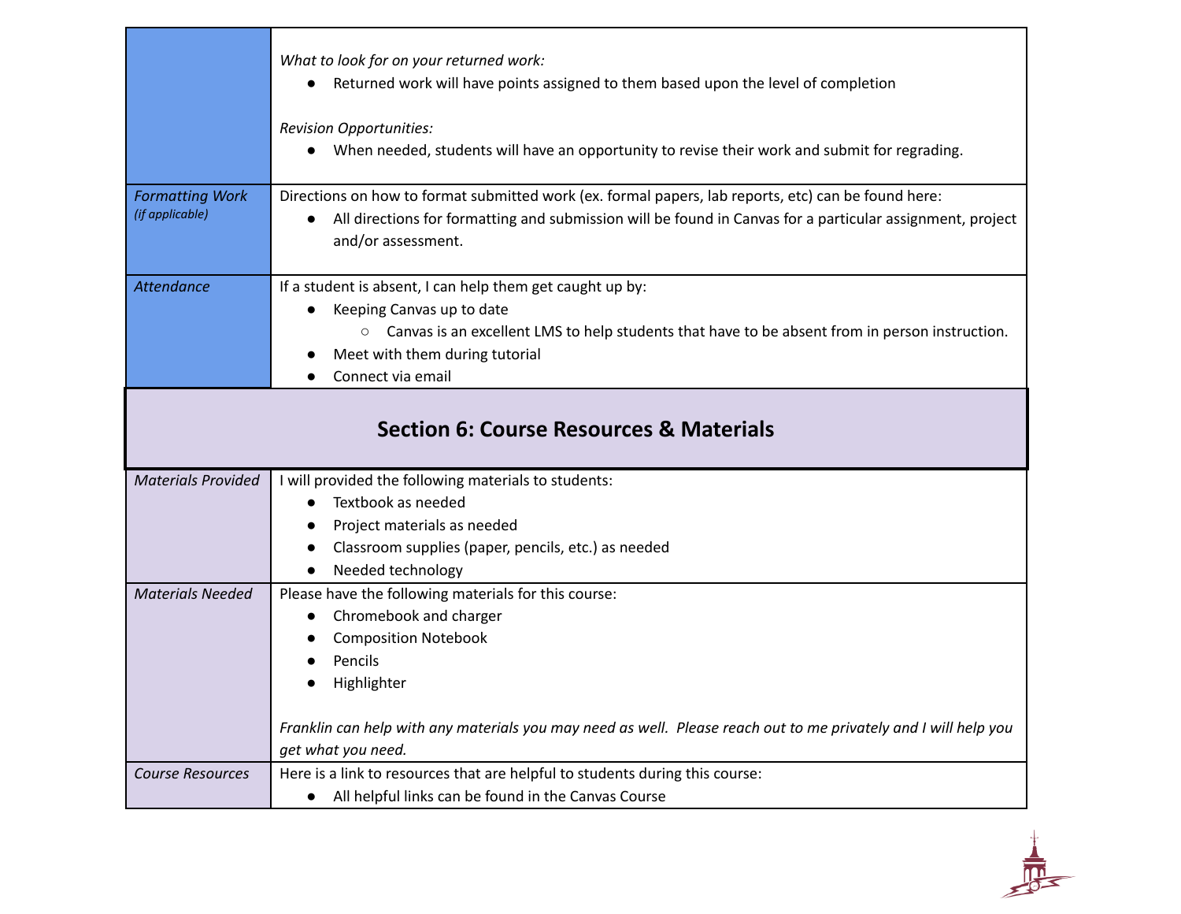| | |
|---|---|
| | *What to look for on your returned work:*<br>• Returned work will have points assigned to them based upon the level of completion<br><br>*Revision Opportunities:*<br>• When needed, students will have an opportunity to revise their work and submit for regrading. |
| *Formatting Work (if applicable)* | Directions on how to format submitted work (ex. formal papers, lab reports, etc) can be found here:<br>• All directions for formatting and submission will be found in Canvas for a particular assignment, project and/or assessment. |
| *Attendance* | If a student is absent, I can help them get caught up by:<br>• Keeping Canvas up to date<br>  ○ Canvas is an excellent LMS to help students that have to be absent from in person instruction.<br>• Meet with them during tutorial<br>• Connect via email |

## Section 6: Course Resources & Materials

| | |
|---|---|
| *Materials Provided* | I will provided the following materials to students:<br>• Textbook as needed<br>• Project materials as needed<br>• Classroom supplies (paper, pencils, etc.) as needed<br>• Needed technology |
| *Materials Needed* | Please have the following materials for this course:<br>• Chromebook and charger<br>• Composition Notebook<br>• Pencils<br>• Highlighter<br><br>*Franklin can help with any materials you may need as well. Please reach out to me privately and I will help you get what you need.* |
| *Course Resources* | Here is a link to resources that are helpful to students during this course:<br>• All helpful links can be found in the Canvas Course |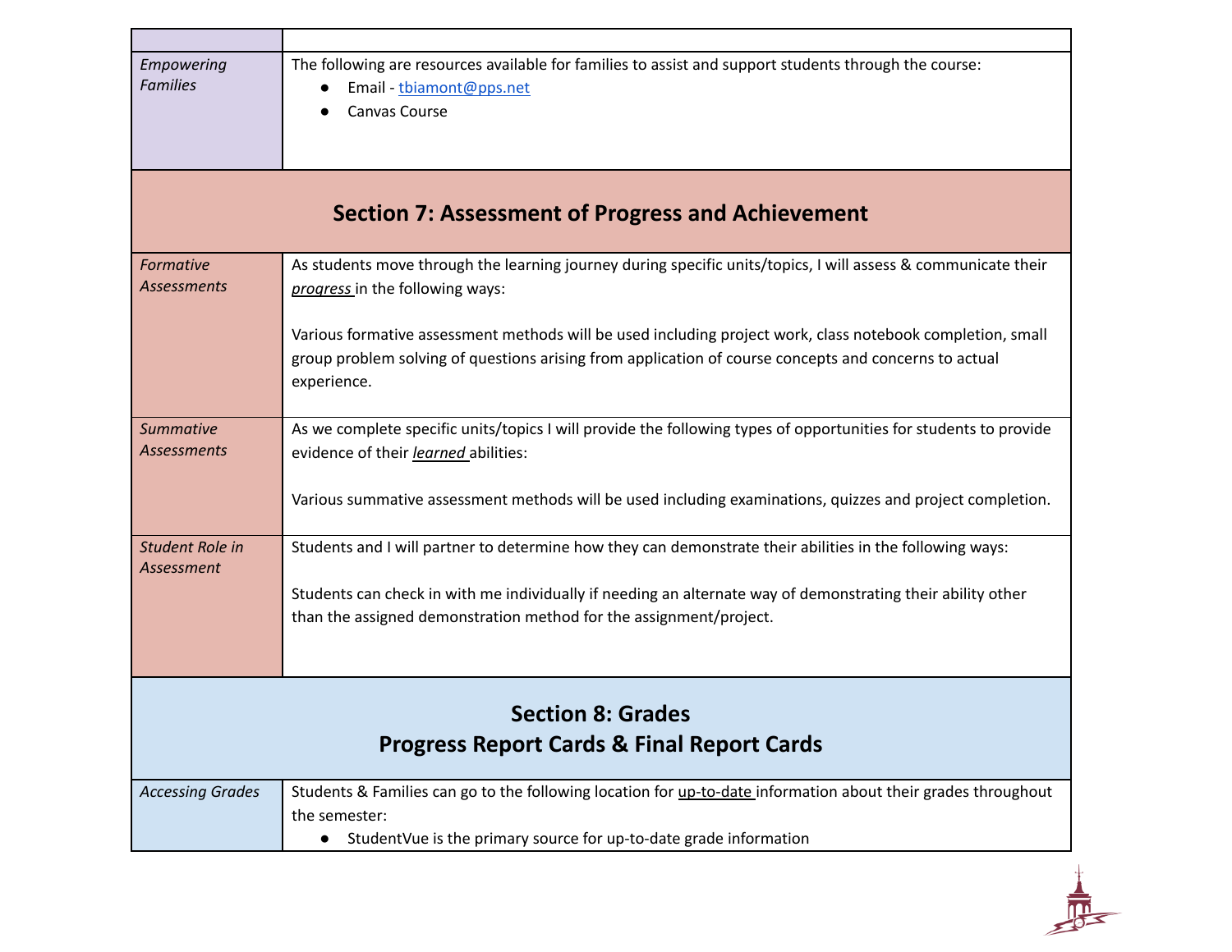| | |
|---|---|
| *Empowering Families* | The following are resources available for families to assist and support students through the course:<br>● Email - tbiamont@pps.net<br>● Canvas Course |

## Section 7: Assessment of Progress and Achievement

| | |
|---|---|
| *Formative Assessments* | As students move through the learning journey during specific units/topics, I will assess & communicate their ***progress*** in the following ways:<br><br>Various formative assessment methods will be used including project work, class notebook completion, small group problem solving of questions arising from application of course concepts and concerns to actual experience. |
| *Summative Assessments* | As we complete specific units/topics I will provide the following types of opportunities for students to provide evidence of their ***learned*** abilities:<br><br>Various summative assessment methods will be used including examinations, quizzes and project completion. |
| *Student Role in Assessment* | Students and I will partner to determine how they can demonstrate their abilities in the following ways:<br><br>Students can check in with me individually if needing an alternate way of demonstrating their ability other than the assigned demonstration method for the assignment/project. |

## Section 8: Grades
## Progress Report Cards & Final Report Cards

| | |
|---|---|
| *Accessing Grades* | Students & Families can go to the following location for up-to-date information about their grades throughout the semester:<br>● StudentVue is the primary source for up-to-date grade information |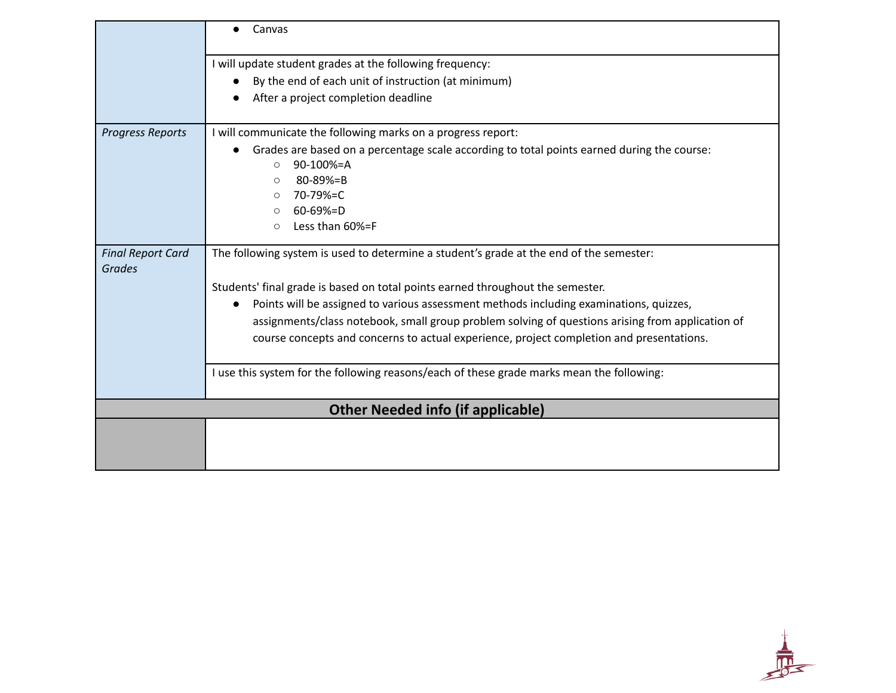| | |
|---|---|
| | • Canvas |
| | I will update student grades at the following frequency:<br>• By the end of each unit of instruction (at minimum)<br>• After a project completion deadline |
| *Progress Reports* | I will communicate the following marks on a progress report:<br>• Grades are based on a percentage scale according to total points earned during the course:<br>  ○ 90-100%=A<br>  ○ 80-89%=B<br>  ○ 70-79%=C<br>  ○ 60-69%=D<br>  ○ Less than 60%=F |
| *Final Report Card Grades* | The following system is used to determine a student's grade at the end of the semester:<br><br>Students' final grade is based on total points earned throughout the semester.<br>• Points will be assigned to various assessment methods including examinations, quizzes, assignments/class notebook, small group problem solving of questions arising from application of course concepts and concerns to actual experience, project completion and presentations. |
| | I use this system for the following reasons/each of these grade marks mean the following: |
| **Other Needed info (if applicable)** | |
| | |